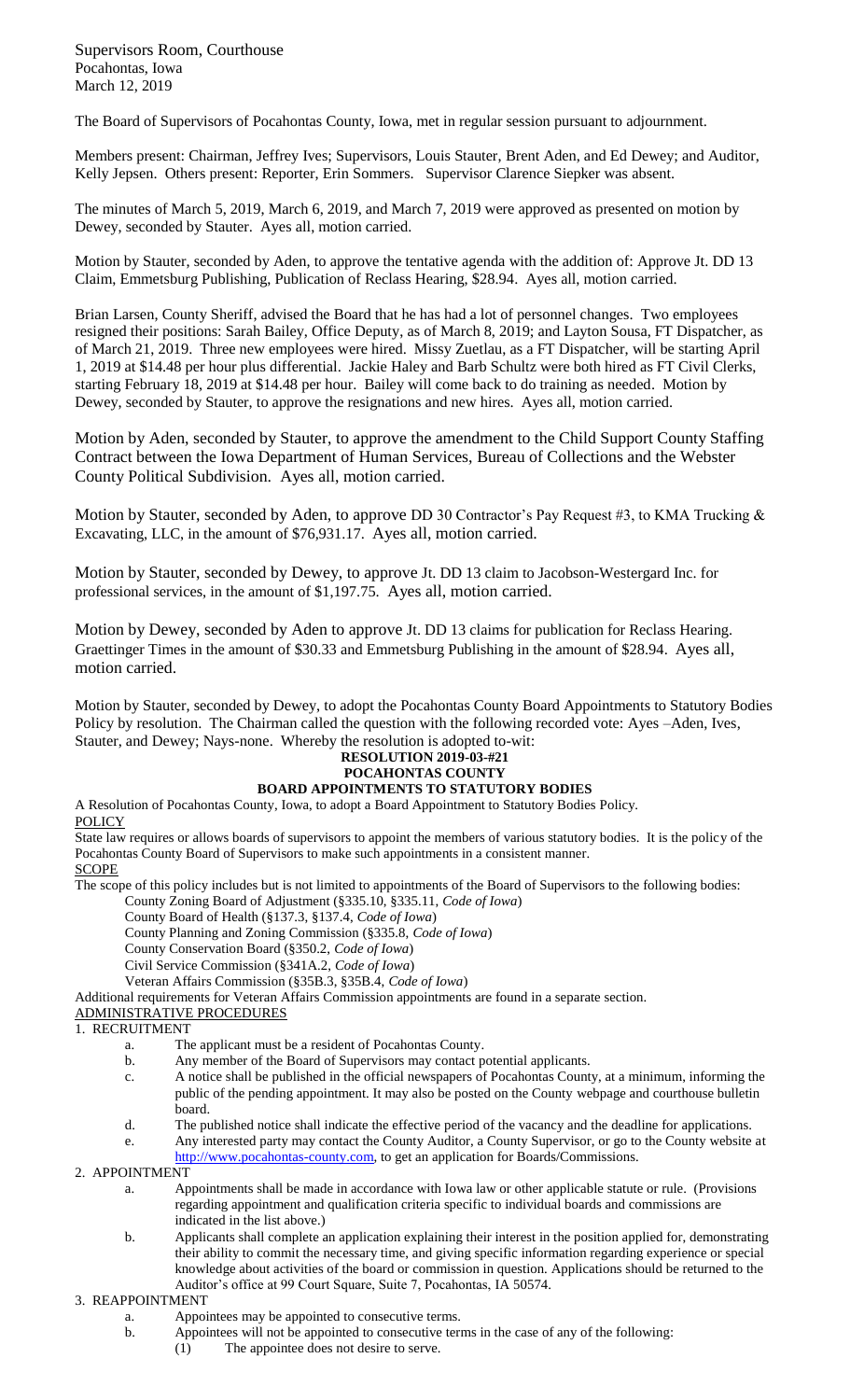Supervisors Room, Courthouse
Pocahontas, Iowa
March 12, 2019

The Board of Supervisors of Pocahontas County, Iowa, met in regular session pursuant to adjournment.

Members present: Chairman, Jeffrey Ives; Supervisors, Louis Stauter, Brent Aden, and Ed Dewey; and Auditor, Kelly Jepsen. Others present: Reporter, Erin Sommers. Supervisor Clarence Siepker was absent.

The minutes of March 5, 2019, March 6, 2019, and March 7, 2019 were approved as presented on motion by Dewey, seconded by Stauter. Ayes all, motion carried.

Motion by Stauter, seconded by Aden, to approve the tentative agenda with the addition of: Approve Jt. DD 13 Claim, Emmetsburg Publishing, Publication of Reclass Hearing, $28.94. Ayes all, motion carried.

Brian Larsen, County Sheriff, advised the Board that he has had a lot of personnel changes. Two employees resigned their positions: Sarah Bailey, Office Deputy, as of March 8, 2019; and Layton Sousa, FT Dispatcher, as of March 21, 2019. Three new employees were hired. Missy Zuetlau, as a FT Dispatcher, will be starting April 1, 2019 at $14.48 per hour plus differential. Jackie Haley and Barb Schultz were both hired as FT Civil Clerks, starting February 18, 2019 at $14.48 per hour. Bailey will come back to do training as needed. Motion by Dewey, seconded by Stauter, to approve the resignations and new hires. Ayes all, motion carried.

Motion by Aden, seconded by Stauter, to approve the amendment to the Child Support County Staffing Contract between the Iowa Department of Human Services, Bureau of Collections and the Webster County Political Subdivision. Ayes all, motion carried.

Motion by Stauter, seconded by Aden, to approve DD 30 Contractor's Pay Request #3, to KMA Trucking & Excavating, LLC, in the amount of $76,931.17. Ayes all, motion carried.

Motion by Stauter, seconded by Dewey, to approve Jt. DD 13 claim to Jacobson-Westergard Inc. for professional services, in the amount of $1,197.75. Ayes all, motion carried.

Motion by Dewey, seconded by Aden to approve Jt. DD 13 claims for publication for Reclass Hearing. Graettinger Times in the amount of $30.33 and Emmetsburg Publishing in the amount of $28.94. Ayes all, motion carried.

Motion by Stauter, seconded by Dewey, to adopt the Pocahontas County Board Appointments to Statutory Bodies Policy by resolution. The Chairman called the question with the following recorded vote: Ayes –Aden, Ives, Stauter, and Dewey; Nays-none. Whereby the resolution is adopted to-wit:

**RESOLUTION 2019-03-#21**
**POCAHONTAS COUNTY**
**BOARD APPOINTMENTS TO STATUTORY BODIES**

A Resolution of Pocahontas County, Iowa, to adopt a Board Appointment to Statutory Bodies Policy.

POLICY

State law requires or allows boards of supervisors to appoint the members of various statutory bodies. It is the policy of the Pocahontas County Board of Supervisors to make such appointments in a consistent manner.

SCOPE

The scope of this policy includes but is not limited to appointments of the Board of Supervisors to the following bodies:

County Zoning Board of Adjustment (§335.10, §335.11, *Code of Iowa*)
County Board of Health (§137.3, §137.4, *Code of Iowa*)
County Planning and Zoning Commission (§335.8, *Code of Iowa*)
County Conservation Board (§350.2, *Code of Iowa*)
Civil Service Commission (§341A.2, *Code of Iowa*)
Veteran Affairs Commission (§35B.3, §35B.4, *Code of Iowa*)

Additional requirements for Veteran Affairs Commission appointments are found in a separate section.

ADMINISTRATIVE PROCEDURES

1. RECRUITMENT
   a. The applicant must be a resident of Pocahontas County.
   b. Any member of the Board of Supervisors may contact potential applicants.
   c. A notice shall be published in the official newspapers of Pocahontas County, at a minimum, informing the public of the pending appointment. It may also be posted on the County webpage and courthouse bulletin board.
   d. The published notice shall indicate the effective period of the vacancy and the deadline for applications.
   e. Any interested party may contact the County Auditor, a County Supervisor, or go to the County website at http://www.pocahontas-county.com, to get an application for Boards/Commissions.
2. APPOINTMENT
   a. Appointments shall be made in accordance with Iowa law or other applicable statute or rule. (Provisions regarding appointment and qualification criteria specific to individual boards and commissions are indicated in the list above.)
   b. Applicants shall complete an application explaining their interest in the position applied for, demonstrating their ability to commit the necessary time, and giving specific information regarding experience or special knowledge about activities of the board or commission in question. Applications should be returned to the Auditor's office at 99 Court Square, Suite 7, Pocahontas, IA 50574.
3. REAPPOINTMENT
   a. Appointees may be appointed to consecutive terms.
   b. Appointees will not be appointed to consecutive terms in the case of any of the following:
      (1) The appointee does not desire to serve.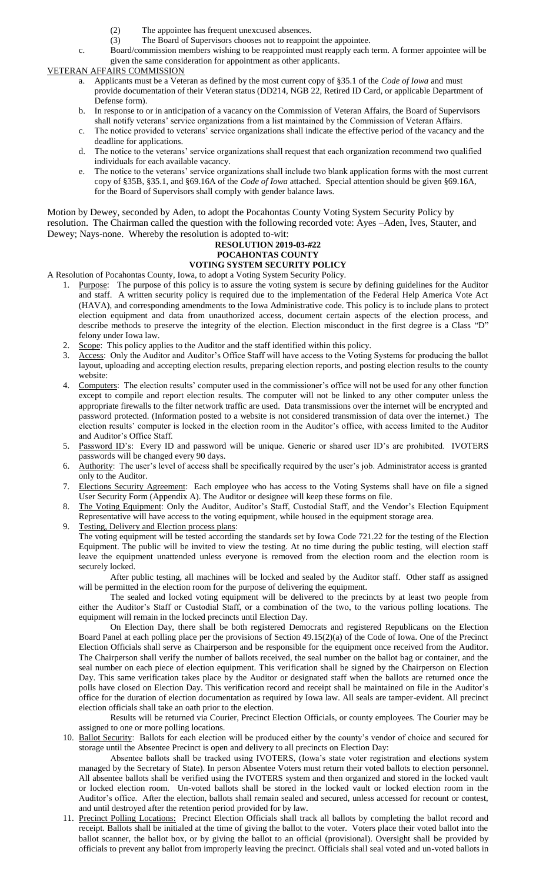(2) The appointee has frequent unexcused absences.

(3) The Board of Supervisors chooses not to reappoint the appointee.

c. Board/commission members wishing to be reappointed must reapply each term. A former appointee will be given the same consideration for appointment as other applicants.

VETERAN AFFAIRS COMMISSION

a. Applicants must be a Veteran as defined by the most current copy of §35.1 of the *Code of Iowa* and must provide documentation of their Veteran status (DD214, NGB 22, Retired ID Card, or applicable Department of Defense form).

b. In response to or in anticipation of a vacancy on the Commission of Veteran Affairs, the Board of Supervisors shall notify veterans' service organizations from a list maintained by the Commission of Veteran Affairs.

c. The notice provided to veterans' service organizations shall indicate the effective period of the vacancy and the deadline for applications.

d. The notice to the veterans' service organizations shall request that each organization recommend two qualified individuals for each available vacancy.

e. The notice to the veterans' service organizations shall include two blank application forms with the most current copy of §35B, §35.1, and §69.16A of the *Code of Iowa* attached. Special attention should be given §69.16A, for the Board of Supervisors shall comply with gender balance laws.

Motion by Dewey, seconded by Aden, to adopt the Pocahontas County Voting System Security Policy by resolution. The Chairman called the question with the following recorded vote: Ayes –Aden, Ives, Stauter, and Dewey; Nays-none. Whereby the resolution is adopted to-wit:

**RESOLUTION 2019-03-#22**
**POCAHONTAS COUNTY**
**VOTING SYSTEM SECURITY POLICY**

A Resolution of Pocahontas County, Iowa, to adopt a Voting System Security Policy.

1. Purpose: The purpose of this policy is to assure the voting system is secure by defining guidelines for the Auditor and staff. A written security policy is required due to the implementation of the Federal Help America Vote Act (HAVA), and corresponding amendments to the Iowa Administrative code. This policy is to include plans to protect election equipment and data from unauthorized access, document certain aspects of the election process, and describe methods to preserve the integrity of the election. Election misconduct in the first degree is a Class "D" felony under Iowa law.
2. Scope: This policy applies to the Auditor and the staff identified within this policy.
3. Access: Only the Auditor and Auditor's Office Staff will have access to the Voting Systems for producing the ballot layout, uploading and accepting election results, preparing election reports, and posting election results to the county website:
4. Computers: The election results' computer used in the commissioner's office will not be used for any other function except to compile and report election results. The computer will not be linked to any other computer unless the appropriate firewalls to the filter network traffic are used. Data transmissions over the internet will be encrypted and password protected. (Information posted to a website is not considered transmission of data over the internet.) The election results' computer is locked in the election room in the Auditor's office, with access limited to the Auditor and Auditor's Office Staff.
5. Password ID's: Every ID and password will be unique. Generic or shared user ID's are prohibited. IVOTERS passwords will be changed every 90 days.
6. Authority: The user's level of access shall be specifically required by the user's job. Administrator access is granted only to the Auditor.
7. Elections Security Agreement: Each employee who has access to the Voting Systems shall have on file a signed User Security Form (Appendix A). The Auditor or designee will keep these forms on file.
8. The Voting Equipment: Only the Auditor, Auditor's Staff, Custodial Staff, and the Vendor's Election Equipment Representative will have access to the voting equipment, while housed in the equipment storage area.
9. Testing, Delivery and Election process plans:
   The voting equipment will be tested according the standards set by Iowa Code 721.22 for the testing of the Election Equipment. The public will be invited to view the testing. At no time during the public testing, will election staff leave the equipment unattended unless everyone is removed from the election room and the election room is securely locked.

   After public testing, all machines will be locked and sealed by the Auditor staff. Other staff as assigned will be permitted in the election room for the purpose of delivering the equipment.

   The sealed and locked voting equipment will be delivered to the precincts by at least two people from either the Auditor's Staff or Custodial Staff, or a combination of the two, to the various polling locations. The equipment will remain in the locked precincts until Election Day.

   On Election Day, there shall be both registered Democrats and registered Republicans on the Election Board Panel at each polling place per the provisions of Section 49.15(2)(a) of the Code of Iowa. One of the Precinct Election Officials shall serve as Chairperson and be responsible for the equipment once received from the Auditor. The Chairperson shall verify the number of ballots received, the seal number on the ballot bag or container, and the seal number on each piece of election equipment. This verification shall be signed by the Chairperson on Election Day. This same verification takes place by the Auditor or designated staff when the ballots are returned once the polls have closed on Election Day. This verification record and receipt shall be maintained on file in the Auditor's office for the duration of election documentation as required by Iowa law. All seals are tamper-evident. All precinct election officials shall take an oath prior to the election.

   Results will be returned via Courier, Precinct Election Officials, or county employees. The Courier may be assigned to one or more polling locations.
10. Ballot Security: Ballots for each election will be produced either by the county's vendor of choice and secured for storage until the Absentee Precinct is open and delivery to all precincts on Election Day:

    Absentee ballots shall be tracked using IVOTERS, (Iowa's state voter registration and elections system managed by the Secretary of State). In person Absentee Voters must return their voted ballots to election personnel. All absentee ballots shall be verified using the IVOTERS system and then organized and stored in the locked vault or locked election room. Un-voted ballots shall be stored in the locked vault or locked election room in the Auditor's office. After the election, ballots shall remain sealed and secured, unless accessed for recount or contest, and until destroyed after the retention period provided for by law.
11. Precinct Polling Locations: Precinct Election Officials shall track all ballots by completing the ballot record and receipt. Ballots shall be initialed at the time of giving the ballot to the voter. Voters place their voted ballot into the ballot scanner, the ballot box, or by giving the ballot to an official (provisional). Oversight shall be provided by officials to prevent any ballot from improperly leaving the precinct. Officials shall seal voted and un-voted ballots in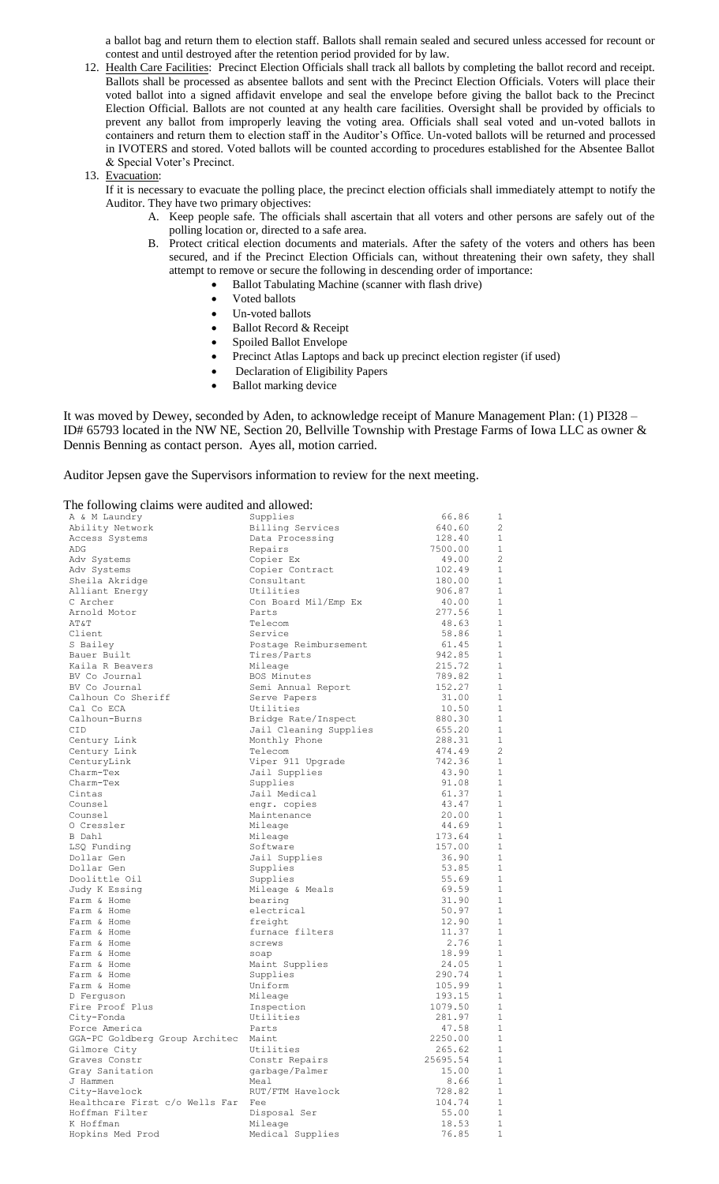a ballot bag and return them to election staff. Ballots shall remain sealed and secured unless accessed for recount or contest and until destroyed after the retention period provided for by law.

12. Health Care Facilities: Precinct Election Officials shall track all ballots by completing the ballot record and receipt. Ballots shall be processed as absentee ballots and sent with the Precinct Election Officials. Voters will place their voted ballot into a signed affidavit envelope and seal the envelope before giving the ballot back to the Precinct Election Official. Ballots are not counted at any health care facilities. Oversight shall be provided by officials to prevent any ballot from improperly leaving the voting area. Officials shall seal voted and un-voted ballots in containers and return them to election staff in the Auditor's Office. Un-voted ballots will be returned and processed in IVOTERS and stored. Voted ballots will be counted according to procedures established for the Absentee Ballot & Special Voter's Precinct.

13. Evacuation:
If it is necessary to evacuate the polling place, the precinct election officials shall immediately attempt to notify the Auditor. They have two primary objectives:
    A. Keep people safe. The officials shall ascertain that all voters and other persons are safely out of the polling location or, directed to a safe area.
    B. Protect critical election documents and materials. After the safety of the voters and others has been secured, and if the Precinct Election Officials can, without threatening their own safety, they shall attempt to remove or secure the following in descending order of importance:
        - Ballot Tabulating Machine (scanner with flash drive)
        - Voted ballots
        - Un-voted ballots
        - Ballot Record & Receipt
        - Spoiled Ballot Envelope
        - Precinct Atlas Laptops and back up precinct election register (if used)
        - Declaration of Eligibility Papers
        - Ballot marking device

It was moved by Dewey, seconded by Aden, to acknowledge receipt of Manure Management Plan: (1) PI328 – ID# 65793 located in the NW NE, Section 20, Bellville Township with Prestage Farms of Iowa LLC as owner & Dennis Benning as contact person. Ayes all, motion carried.

Auditor Jepsen gave the Supervisors information to review for the next meeting.

The following claims were audited and allowed:

| | | | |
|---|---|---|---|
| A & M Laundry | Supplies | 66.86 | 1 |
| Ability Network | Billing Services | 640.60 | 2 |
| Access Systems | Data Processing | 128.40 | 1 |
| ADG | Repairs | 7500.00 | 1 |
| Adv Systems | Copier Ex | 49.00 | 2 |
| Adv Systems | Copier Contract | 102.49 | 1 |
| Sheila Akridge | Consultant | 180.00 | 1 |
| Alliant Energy | Utilities | 906.87 | 1 |
| C Archer | Con Board Mil/Emp Ex | 40.00 | 1 |
| Arnold Motor | Parts | 277.56 | 1 |
| AT&T | Telecom | 48.63 | 1 |
| Client | Service | 58.86 | 1 |
| S Bailey | Postage Reimbursement | 61.45 | 1 |
| Bauer Built | Tires/Parts | 942.85 | 1 |
| Kaila R Beavers | Mileage | 215.72 | 1 |
| BV Co Journal | BOS Minutes | 789.82 | 1 |
| BV Co Journal | Semi Annual Report | 152.27 | 1 |
| Calhoun Co Sheriff | Serve Papers | 31.00 | 1 |
| Cal Co ECA | Utilities | 10.50 | 1 |
| Calhoun-Burns | Bridge Rate/Inspect | 880.30 | 1 |
| CID | Jail Cleaning Supplies | 655.20 | 1 |
| Century Link | Monthly Phone | 288.31 | 1 |
| Century Link | Telecom | 474.49 | 2 |
| CenturyLink | Viper 911 Upgrade | 742.36 | 1 |
| Charm-Tex | Jail Supplies | 43.90 | 1 |
| Charm-Tex | Supplies | 91.08 | 1 |
| Cintas | Jail Medical | 61.37 | 1 |
| Counsel | engr. copies | 43.47 | 1 |
| Counsel | Maintenance | 20.00 | 1 |
| O Cressler | Mileage | 44.69 | 1 |
| B Dahl | Mileage | 173.64 | 1 |
| LSQ Funding | Software | 157.00 | 1 |
| Dollar Gen | Jail Supplies | 36.90 | 1 |
| Dollar Gen | Supplies | 53.85 | 1 |
| Doolittle Oil | Supplies | 55.69 | 1 |
| Judy K Essing | Mileage & Meals | 69.59 | 1 |
| Farm & Home | bearing | 31.90 | 1 |
| Farm & Home | electrical | 50.97 | 1 |
| Farm & Home | freight | 12.90 | 1 |
| Farm & Home | furnace filters | 11.37 | 1 |
| Farm & Home | screws | 2.76 | 1 |
| Farm & Home | soap | 18.99 | 1 |
| Farm & Home | Maint Supplies | 24.05 | 1 |
| Farm & Home | Supplies | 290.74 | 1 |
| Farm & Home | Uniform | 105.99 | 1 |
| D Ferguson | Mileage | 193.15 | 1 |
| Fire Proof Plus | Inspection | 1079.50 | 1 |
| City-Fonda | Utilities | 281.97 | 1 |
| Force America | Parts | 47.58 | 1 |
| GGA-PC Goldberg Group Architec | Maint | 2250.00 | 1 |
| Gilmore City | Utilities | 265.62 | 1 |
| Graves Constr | Constr Repairs | 25695.54 | 1 |
| Gray Sanitation | garbage/Palmer | 15.00 | 1 |
| J Hammen | Meal | 8.66 | 1 |
| City-Havelock | RUT/FTM Havelock | 728.82 | 1 |
| Healthcare First c/o Wells Far | Fee | 104.74 | 1 |
| Hoffman Filter | Disposal Ser | 55.00 | 1 |
| K Hoffman | Mileage | 18.53 | 1 |
| Hopkins Med Prod | Medical Supplies | 76.85 | 1 |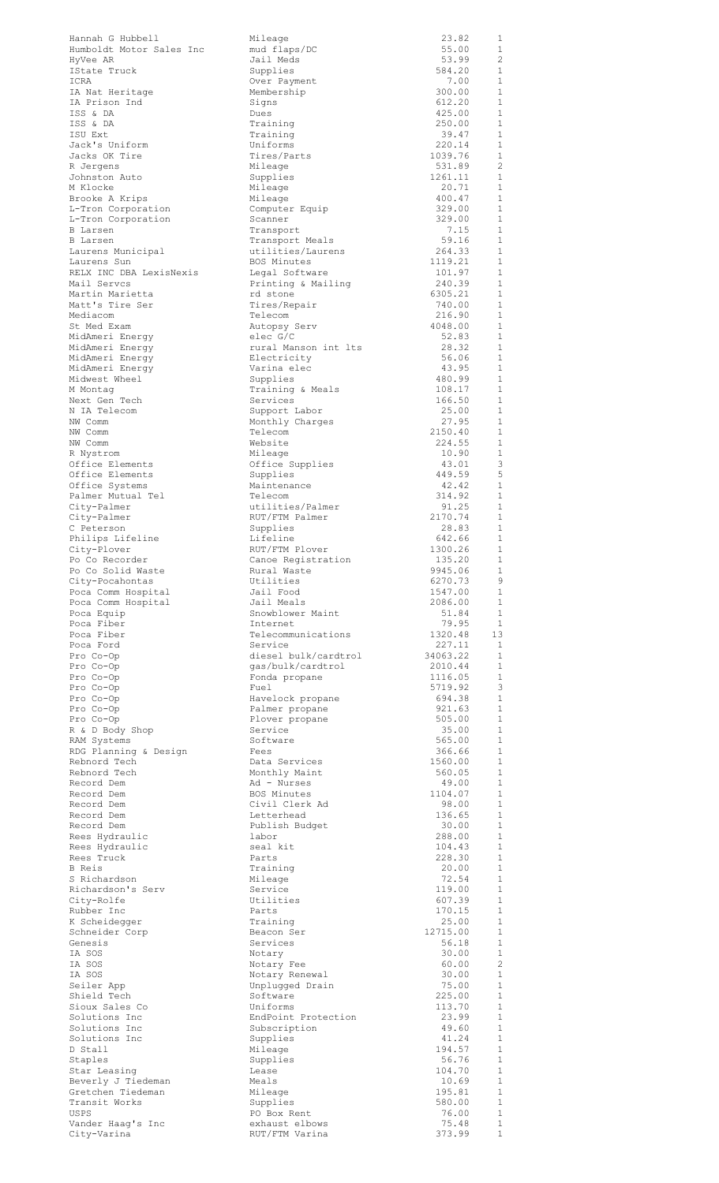| | | | |
|---|---|---|---|
| Hannah G Hubbell | Mileage | 23.82 | 1 |
| Humboldt Motor Sales Inc | mud flaps/DC | 55.00 | 1 |
| HyVee AR | Jail Meds | 53.99 | 2 |
| IState Truck | Supplies | 584.20 | 1 |
| ICRA | Over Payment | 7.00 | 1 |
| IA Nat Heritage | Membership | 300.00 | 1 |
| IA Prison Ind | Signs | 612.20 | 1 |
| ISS & DA | Dues | 425.00 | 1 |
| ISS & DA | Training | 250.00 | 1 |
| ISU Ext | Training | 39.47 | 1 |
| Jack's Uniform | Uniforms | 220.14 | 1 |
| Jacks OK Tire | Tires/Parts | 1039.76 | 1 |
| R Jergens | Mileage | 531.89 | 2 |
| Johnston Auto | Supplies | 1261.11 | 1 |
| M Klocke | Mileage | 20.71 | 1 |
| Brooke A Krips | Mileage | 400.47 | 1 |
| L-Tron Corporation | Computer Equip | 329.00 | 1 |
| L-Tron Corporation | Scanner | 329.00 | 1 |
| B Larsen | Transport | 7.15 | 1 |
| B Larsen | Transport Meals | 59.16 | 1 |
| Laurens Municipal | utilities/Laurens | 264.33 | 1 |
| Laurens Sun | BOS Minutes | 1119.21 | 1 |
| RELX INC DBA LexisNexis | Legal Software | 101.97 | 1 |
| Mail Servcs | Printing & Mailing | 240.39 | 1 |
| Martin Marietta | rd stone | 6305.21 | 1 |
| Matt's Tire Ser | Tires/Repair | 740.00 | 1 |
| Mediacom | Telecom | 216.90 | 1 |
| St Med Exam | Autopsy Serv | 4048.00 | 1 |
| MidAmeri Energy | elec G/C | 52.83 | 1 |
| MidAmeri Energy | rural Manson int lts | 28.32 | 1 |
| MidAmeri Energy | Electricity | 56.06 | 1 |
| MidAmeri Energy | Varina elec | 43.95 | 1 |
| Midwest Wheel | Supplies | 480.99 | 1 |
| M Montag | Training & Meals | 108.17 | 1 |
| Next Gen Tech | Services | 166.50 | 1 |
| N IA Telecom | Support Labor | 25.00 | 1 |
| NW Comm | Monthly Charges | 27.95 | 1 |
| NW Comm | Telecom | 2150.40 | 1 |
| NW Comm | Website | 224.55 | 1 |
| R Nystrom | Mileage | 10.90 | 1 |
| Office Elements | Office Supplies | 43.01 | 3 |
| Office Elements | Supplies | 449.59 | 5 |
| Office Systems | Maintenance | 42.42 | 1 |
| Palmer Mutual Tel | Telecom | 314.92 | 1 |
| City-Palmer | utilities/Palmer | 91.25 | 1 |
| City-Palmer | RUT/FTM Palmer | 2170.74 | 1 |
| C Peterson | Supplies | 28.83 | 1 |
| Philips Lifeline | Lifeline | 642.66 | 1 |
| City-Plover | RUT/FTM Plover | 1300.26 | 1 |
| Po Co Recorder | Canoe Registration | 135.20 | 1 |
| Po Co Solid Waste | Rural Waste | 9945.06 | 1 |
| City-Pocahontas | Utilities | 6270.73 | 9 |
| Poca Comm Hospital | Jail Food | 1547.00 | 1 |
| Poca Comm Hospital | Jail Meals | 2086.00 | 1 |
| Poca Equip | Snowblower Maint | 51.84 | 1 |
| Poca Fiber | Internet | 79.95 | 1 |
| Poca Fiber | Telecommunications | 1320.48 | 13 |
| Poca Ford | Service | 227.11 | 1 |
| Pro Co-Op | diesel bulk/cardtrol | 34063.22 | 1 |
| Pro Co-Op | gas/bulk/cardtrol | 2010.44 | 1 |
| Pro Co-Op | Fonda propane | 1116.05 | 1 |
| Pro Co-Op | Fuel | 5719.92 | 3 |
| Pro Co-Op | Havelock propane | 694.38 | 1 |
| Pro Co-Op | Palmer propane | 921.63 | 1 |
| Pro Co-Op | Plover propane | 505.00 | 1 |
| R & D Body Shop | Service | 35.00 | 1 |
| RAM Systems | Software | 565.00 | 1 |
| RDG Planning & Design | Fees | 366.66 | 1 |
| Rebnord Tech | Data Services | 1560.00 | 1 |
| Rebnord Tech | Monthly Maint | 560.05 | 1 |
| Record Dem | Ad - Nurses | 49.00 | 1 |
| Record Dem | BOS Minutes | 1104.07 | 1 |
| Record Dem | Civil Clerk Ad | 98.00 | 1 |
| Record Dem | Letterhead | 136.65 | 1 |
| Record Dem | Publish Budget | 30.00 | 1 |
| Rees Hydraulic | labor | 288.00 | 1 |
| Rees Hydraulic | seal kit | 104.43 | 1 |
| Rees Truck | Parts | 228.30 | 1 |
| B Reis | Training | 20.00 | 1 |
| S Richardson | Mileage | 72.54 | 1 |
| Richardson's Serv | Service | 119.00 | 1 |
| City-Rolfe | Utilities | 607.39 | 1 |
| Rubber Inc | Parts | 170.15 | 1 |
| K Scheidegger | Training | 25.00 | 1 |
| Schneider Corp | Beacon Ser | 12715.00 | 1 |
| Genesis | Services | 56.18 | 1 |
| IA SOS | Notary | 30.00 | 1 |
| IA SOS | Notary Fee | 60.00 | 2 |
| IA SOS | Notary Renewal | 30.00 | 1 |
| Seiler App | Unplugged Drain | 75.00 | 1 |
| Shield Tech | Software | 225.00 | 1 |
| Sioux Sales Co | Uniforms | 113.70 | 1 |
| Solutions Inc | EndPoint Protection | 23.99 | 1 |
| Solutions Inc | Subscription | 49.60 | 1 |
| Solutions Inc | Supplies | 41.24 | 1 |
| D Stall | Mileage | 194.57 | 1 |
| Staples | Supplies | 56.76 | 1 |
| Star Leasing | Lease | 104.70 | 1 |
| Beverly J Tiedeman | Meals | 10.69 | 1 |
| Gretchen Tiedeman | Mileage | 195.81 | 1 |
| Transit Works | Supplies | 580.00 | 1 |
| USPS | PO Box Rent | 76.00 | 1 |
| Vander Haag's Inc | exhaust elbows | 75.48 | 1 |
| City-Varina | RUT/FTM Varina | 373.99 | 1 |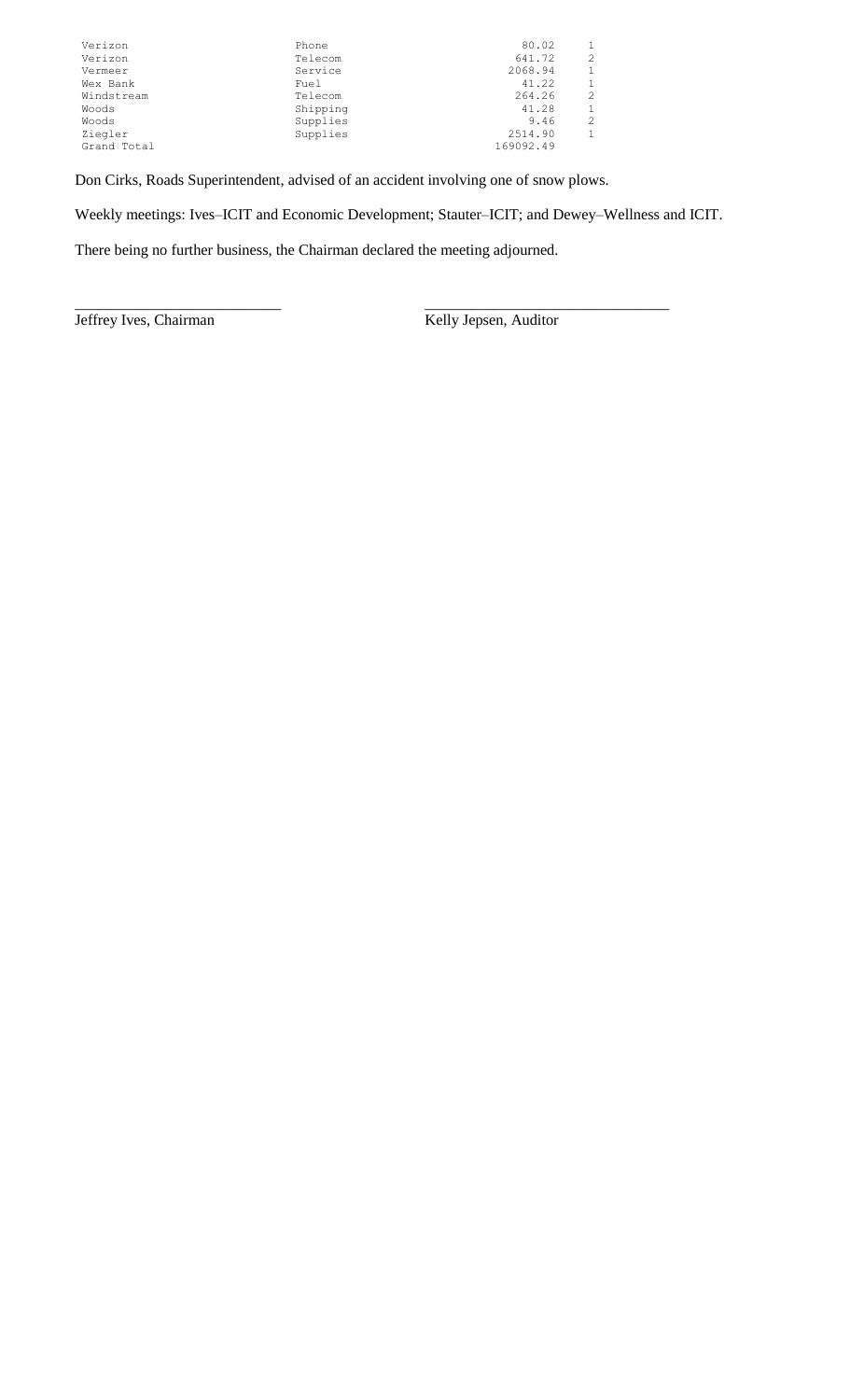| | | | |
|---|---|---|---|
| Verizon | Phone | 80.02 | 1 |
| Verizon | Telecom | 641.72 | 2 |
| Vermeer | Service | 2068.94 | 1 |
| Wex Bank | Fuel | 41.22 | 1 |
| Windstream | Telecom | 264.26 | 2 |
| Woods | Shipping | 41.28 | 1 |
| Woods | Supplies | 9.46 | 2 |
| Ziegler | Supplies | 2514.90 | 1 |
| Grand Total | | 169092.49 | |

Don Cirks, Roads Superintendent, advised of an accident involving one of snow plows.

Weekly meetings: Ives–ICIT and Economic Development; Stauter–ICIT; and Dewey–Wellness and ICIT.

There being no further business, the Chairman declared the meeting adjourned.

\_\_\_\_\_\_\_\_\_\_\_\_\_\_\_\_\_\_\_\_\_\_\_\_\_\_\_ \_\_\_\_\_\_\_\_\_\_\_\_\_\_\_\_\_\_\_\_\_\_\_\_\_\_\_\_\_\_\_\_

Jeffrey Ives, Chairman Kelly Jepsen, Auditor